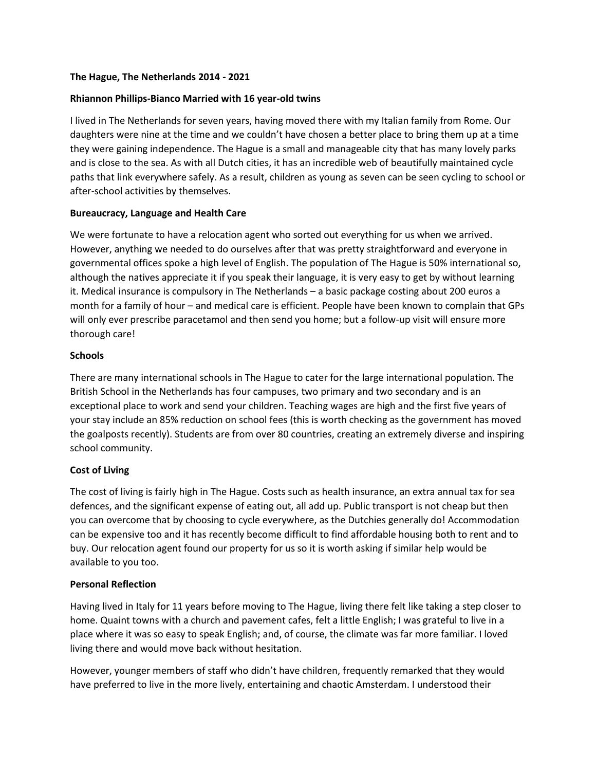**The Hague, The Netherlands 2014 - 2021**

**Rhiannon Phillips-Bianco Married with 16 year-old twins**

I lived in The Netherlands for seven years, having moved there with my Italian family from Rome. Our daughters were nine at the time and we couldn't have chosen a better place to bring them up at a time they were gaining independence. The Hague is a small and manageable city that has many lovely parks and is close to the sea. As with all Dutch cities, it has an incredible web of beautifully maintained cycle paths that link everywhere safely. As a result, children as young as seven can be seen cycling to school or after-school activities by themselves.

**Bureaucracy, Language and Health Care**

We were fortunate to have a relocation agent who sorted out everything for us when we arrived. However, anything we needed to do ourselves after that was pretty straightforward and everyone in governmental offices spoke a high level of English. The population of The Hague is 50% international so, although the natives appreciate it if you speak their language, it is very easy to get by without learning it. Medical insurance is compulsory in The Netherlands – a basic package costing about 200 euros a month for a family of hour – and medical care is efficient. People have been known to complain that GPs will only ever prescribe paracetamol and then send you home; but a follow-up visit will ensure more thorough care!

**Schools**

There are many international schools in The Hague to cater for the large international population. The British School in the Netherlands has four campuses, two primary and two secondary and is an exceptional place to work and send your children. Teaching wages are high and the first five years of your stay include an 85% reduction on school fees (this is worth checking as the government has moved the goalposts recently). Students are from over 80 countries, creating an extremely diverse and inspiring school community.

**Cost of Living**

The cost of living is fairly high in The Hague. Costs such as health insurance, an extra annual tax for sea defences, and the significant expense of eating out, all add up. Public transport is not cheap but then you can overcome that by choosing to cycle everywhere, as the Dutchies generally do! Accommodation can be expensive too and it has recently become difficult to find affordable housing both to rent and to buy. Our relocation agent found our property for us so it is worth asking if similar help would be available to you too.

**Personal Reflection**

Having lived in Italy for 11 years before moving to The Hague, living there felt like taking a step closer to home. Quaint towns with a church and pavement cafes, felt a little English; I was grateful to live in a place where it was so easy to speak English; and, of course, the climate was far more familiar. I loved living there and would move back without hesitation.

However, younger members of staff who didn't have children, frequently remarked that they would have preferred to live in the more lively, entertaining and chaotic Amsterdam. I understood their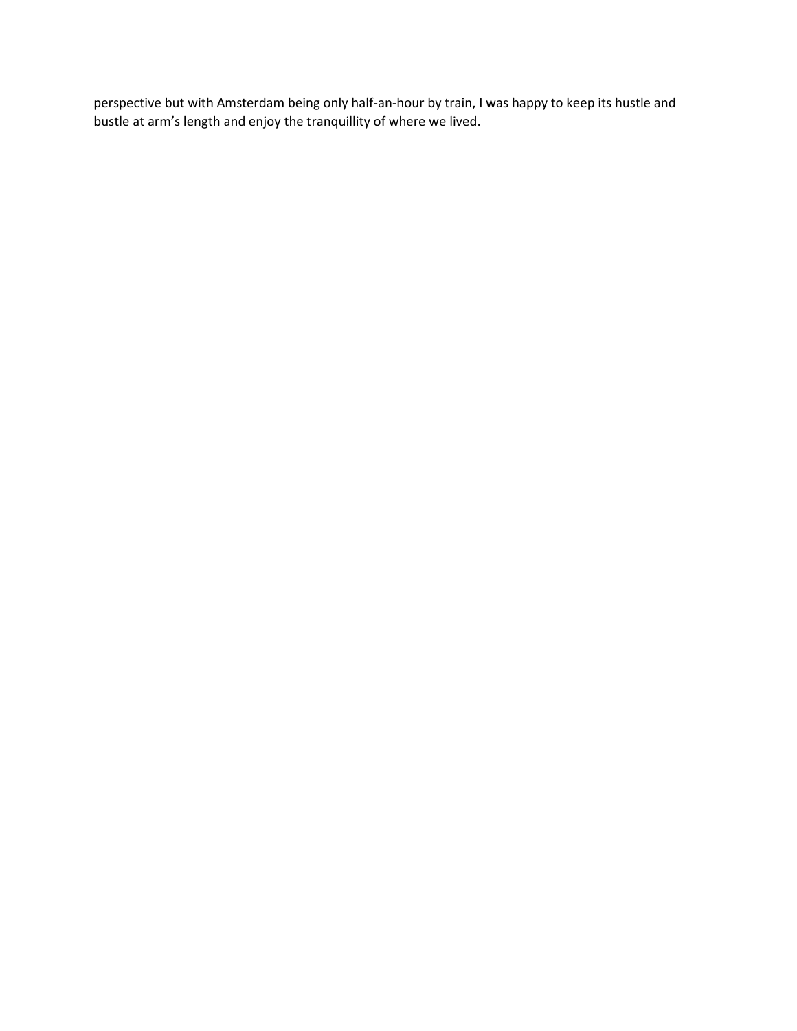perspective but with Amsterdam being only half-an-hour by train, I was happy to keep its hustle and bustle at arm's length and enjoy the tranquillity of where we lived.